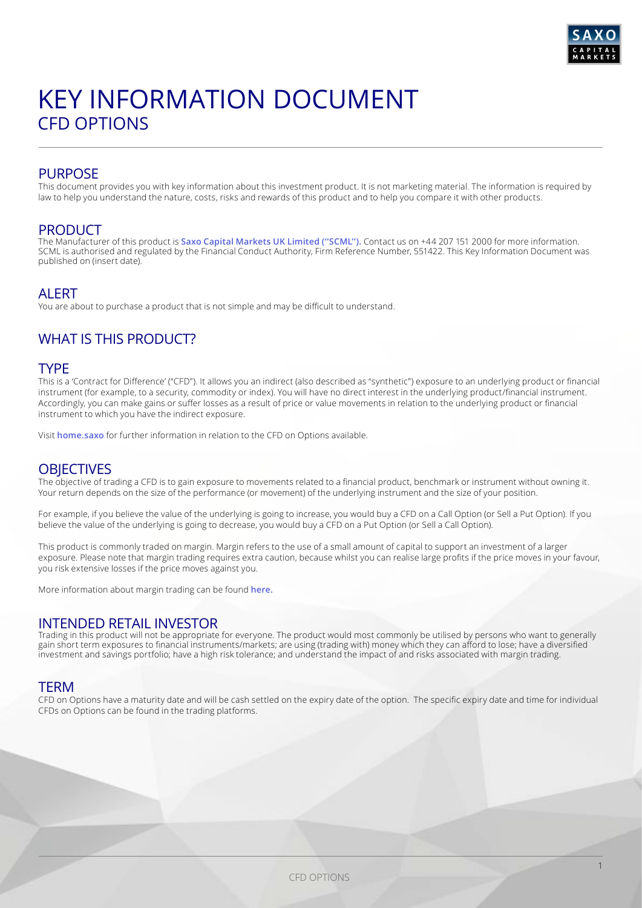# KEY INFORMATION DOCUMENT
## CFD OPTIONS

## PURPOSE

This document provides you with key information about this investment product. It is not marketing material. The information is required by law to help you understand the nature, costs, risks and rewards of this product and to help you compare it with other products.

## PRODUCT

The Manufacturer of this product is **Saxo Capital Markets UK Limited ("SCML").** Contact us on +44 207 151 2000 for more information. SCML is authorised and regulated by the Financial Conduct Authority, Firm Reference Number, 551422. This Key Information Document was published on (insert date).

## ALERT

You are about to purchase a product that is not simple and may be difficult to understand.

## WHAT IS THIS PRODUCT?

### TYPE

This is a 'Contract for Difference' ("CFD"). It allows you an indirect (also described as "synthetic") exposure to an underlying product or financial instrument (for example, to a security, commodity or index). You will have no direct interest in the underlying product/financial instrument. Accordingly, you can make gains or suffer losses as a result of price or value movements in relation to the underlying product or financial instrument to which you have the indirect exposure.

Visit **home.saxo** for further information in relation to the CFD on Options available.

### OBJECTIVES

The objective of trading a CFD is to gain exposure to movements related to a financial product, benchmark or instrument without owning it. Your return depends on the size of the performance (or movement) of the underlying instrument and the size of your position.

For example, if you believe the value of the underlying is going to increase, you would buy a CFD on a Call Option (or Sell a Put Option). If you believe the value of the underlying is going to decrease, you would buy a CFD on a Put Option (or Sell a Call Option).

This product is commonly traded on margin. Margin refers to the use of a small amount of capital to support an investment of a larger exposure. Please note that margin trading requires extra caution, because whilst you can realise large profits if the price moves in your favour, you risk extensive losses if the price moves against you.

More information about margin trading can be found **here.**

### INTENDED RETAIL INVESTOR

Trading in this product will not be appropriate for everyone. The product would most commonly be utilised by persons who want to generally gain short term exposures to financial instruments/markets; are using (trading with) money which they can afford to lose; have a diversified investment and savings portfolio; have a high risk tolerance; and understand the impact of and risks associated with margin trading.

### TERM

CFD on Options have a maturity date and will be cash settled on the expiry date of the option. The specific expiry date and time for individual CFDs on Options can be found in the trading platforms.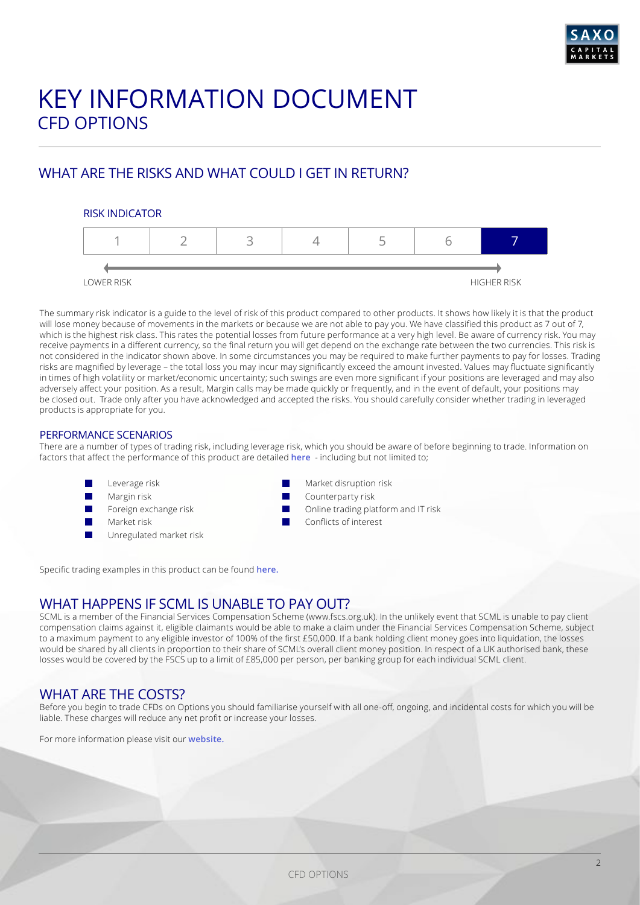# KEY INFORMATION DOCUMENT
## CFD OPTIONS

## WHAT ARE THE RISKS AND WHAT COULD I GET IN RETURN?

### RISK INDICATOR

| 1 | 2 | 3 | 4 | 5 | 6 | **7** |
|---|---|---|---|---|---|---|

LOWER RISK ← → HIGHER RISK

The summary risk indicator is a guide to the level of risk of this product compared to other products. It shows how likely it is that the product will lose money because of movements in the markets or because we are not able to pay you. We have classified this product as 7 out of 7, which is the highest risk class. This rates the potential losses from future performance at a very high level. Be aware of currency risk. You may receive payments in a different currency, so the final return you will get depend on the exchange rate between the two currencies. This risk is not considered in the indicator shown above. In some circumstances you may be required to make further payments to pay for losses. Trading risks are magnified by leverage – the total loss you may incur may significantly exceed the amount invested. Values may fluctuate significantly in times of high volatility or market/economic uncertainty; such swings are even more significant if your positions are leveraged and may also adversely affect your position. As a result, Margin calls may be made quickly or frequently, and in the event of default, your positions may be closed out. Trade only after you have acknowledged and accepted the risks. You should carefully consider whether trading in leveraged products is appropriate for you.

### PERFORMANCE SCENARIOS

There are a number of types of trading risk, including leverage risk, which you should be aware of before beginning to trade. Information on factors that affect the performance of this product are detailed **here** - including but not limited to;

- Leverage risk
- Margin risk
- Foreign exchange risk
- Market risk
- Unregulated market risk
- Market disruption risk
- Counterparty risk
- Online trading platform and IT risk
- Conflicts of interest

Specific trading examples in this product can be found **here.**

## WHAT HAPPENS IF SCML IS UNABLE TO PAY OUT?

SCML is a member of the Financial Services Compensation Scheme (www.fscs.org.uk). In the unlikely event that SCML is unable to pay client compensation claims against it, eligible claimants would be able to make a claim under the Financial Services Compensation Scheme, subject to a maximum payment to any eligible investor of 100% of the first £50,000. If a bank holding client money goes into liquidation, the losses would be shared by all clients in proportion to their share of SCML's overall client money position. In respect of a UK authorised bank, these losses would be covered by the FSCS up to a limit of £85,000 per person, per banking group for each individual SCML client.

## WHAT ARE THE COSTS?

Before you begin to trade CFDs on Options you should familiarise yourself with all one-off, ongoing, and incidental costs for which you will be liable. These charges will reduce any net profit or increase your losses.

For more information please visit our **website.**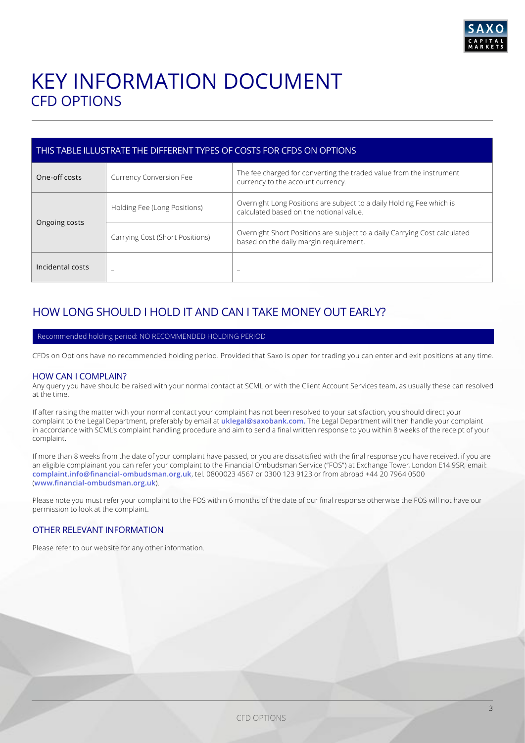# KEY INFORMATION DOCUMENT
## CFD OPTIONS

| THIS TABLE ILLUSTRATE THE DIFFERENT TYPES OF COSTS FOR CFDS ON OPTIONS | | |
|---|---|---|
| One-off costs | Currency Conversion Fee | The fee charged for converting the traded value from the instrument currency to the account currency. |
| Ongoing costs | Holding Fee (Long Positions) | Overnight Long Positions are subject to a daily Holding Fee which is calculated based on the notional value. |
| | Carrying Cost (Short Positions) | Overnight Short Positions are subject to a daily Carrying Cost calculated based on the daily margin requirement. |
| Incidental costs | – | – |

## HOW LONG SHOULD I HOLD IT AND CAN I TAKE MONEY OUT EARLY?

Recommended holding period: NO RECOMMENDED HOLDING PERIOD

CFDs on Options have no recommended holding period. Provided that Saxo is open for trading you can enter and exit positions at any time.

### HOW CAN I COMPLAIN?

Any query you have should be raised with your normal contact at SCML or with the Client Account Services team, as usually these can resolved at the time.

If after raising the matter with your normal contact your complaint has not been resolved to your satisfaction, you should direct your complaint to the Legal Department, preferably by email at **uklegal@saxobank.com.** The Legal Department will then handle your complaint in accordance with SCML's complaint handling procedure and aim to send a final written response to you within 8 weeks of the receipt of your complaint.

If more than 8 weeks from the date of your complaint have passed, or you are dissatisfied with the final response you have received, if you are an eligible complainant you can refer your complaint to the Financial Ombudsman Service ("FOS") at Exchange Tower, London E14 9SR, email: **complaint.info@financial-ombudsman.org.uk**, tel. 0800023 4567 or 0300 123 9123 or from abroad +44 20 7964 0500 (**www.financial-ombudsman.org.uk**).

Please note you must refer your complaint to the FOS within 6 months of the date of our final response otherwise the FOS will not have our permission to look at the complaint.

### OTHER RELEVANT INFORMATION

Please refer to our website for any other information.